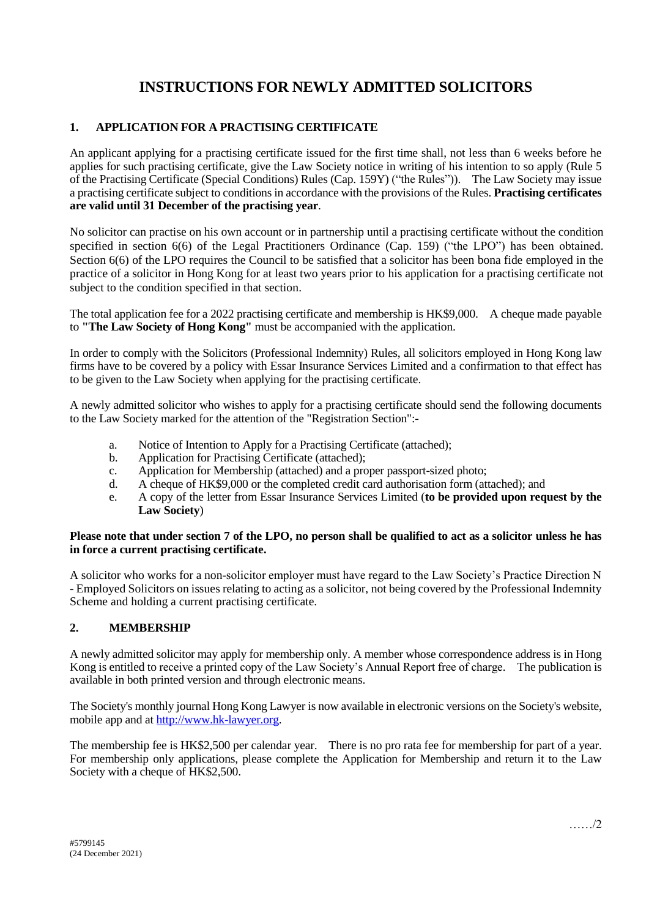# INSTRUCTIONS FOR NEWLY ADMITTED SOLICITORS

## 1. APPLICATION FOR A PRACTISING CERTIFICATE

An applicant applying for a practising certificate issued for the first time shall, not less than 6 weeks before he applies for such practising certificate, give the Law Society notice in writing of his intention to so apply (Rule 5 of the Practising Certificate (Special Conditions) Rules (Cap. 159Y) ("the Rules")). The Law Society may issue a practising certificate subject to conditions in accordance with the provisions of the Rules. **Practising certificates are valid until 31 December of the practising year**.

No solicitor can practise on his own account or in partnership until a practising certificate without the condition specified in section 6(6) of the Legal Practitioners Ordinance (Cap. 159) ("the LPO") has been obtained. Section 6(6) of the LPO requires the Council to be satisfied that a solicitor has been bona fide employed in the practice of a solicitor in Hong Kong for at least two years prior to his application for a practising certificate not subject to the condition specified in that section.

The total application fee for a 2022 practising certificate and membership is HK$9,000. A cheque made payable to **"The Law Society of Hong Kong"** must be accompanied with the application.

In order to comply with the Solicitors (Professional Indemnity) Rules, all solicitors employed in Hong Kong law firms have to be covered by a policy with Essar Insurance Services Limited and a confirmation to that effect has to be given to the Law Society when applying for the practising certificate.

A newly admitted solicitor who wishes to apply for a practising certificate should send the following documents to the Law Society marked for the attention of the "Registration Section":-

a. Notice of Intention to Apply for a Practising Certificate (attached);
b. Application for Practising Certificate (attached);
c. Application for Membership (attached) and a proper passport-sized photo;
d. A cheque of HK$9,000 or the completed credit card authorisation form (attached); and
e. A copy of the letter from Essar Insurance Services Limited (**to be provided upon request by the Law Society**)

**Please note that under section 7 of the LPO, no person shall be qualified to act as a solicitor unless he has in force a current practising certificate.**

A solicitor who works for a non-solicitor employer must have regard to the Law Society's Practice Direction N - Employed Solicitors on issues relating to acting as a solicitor, not being covered by the Professional Indemnity Scheme and holding a current practising certificate.

## 2. MEMBERSHIP

A newly admitted solicitor may apply for membership only. A member whose correspondence address is in Hong Kong is entitled to receive a printed copy of the Law Society's Annual Report free of charge. The publication is available in both printed version and through electronic means.

The Society's monthly journal Hong Kong Lawyer is now available in electronic versions on the Society's website, mobile app and at http://www.hk-lawyer.org.

The membership fee is HK$2,500 per calendar year. There is no pro rata fee for membership for part of a year. For membership only applications, please complete the Application for Membership and return it to the Law Society with a cheque of HK$2,500.

……/2

#5799145
(24 December 2021)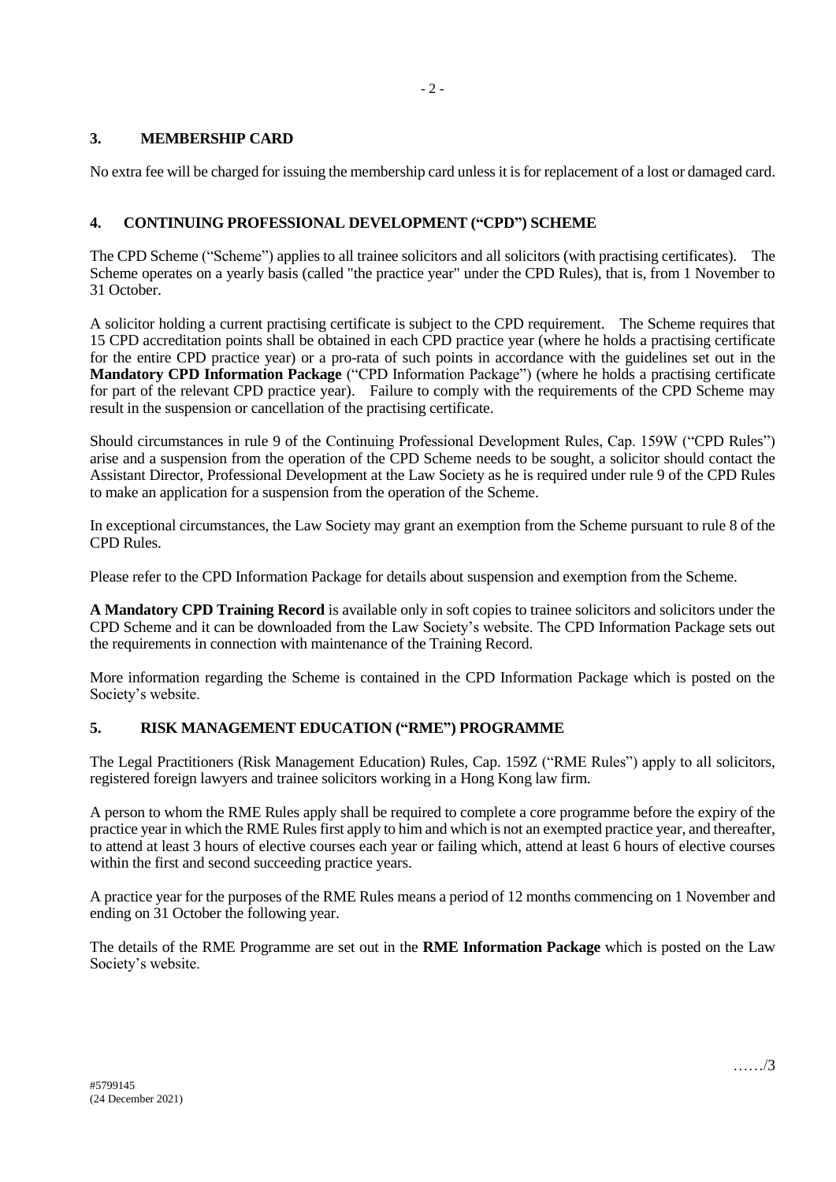## 3. MEMBERSHIP CARD

No extra fee will be charged for issuing the membership card unless it is for replacement of a lost or damaged card.

## 4. CONTINUING PROFESSIONAL DEVELOPMENT ("CPD") SCHEME

The CPD Scheme ("Scheme") applies to all trainee solicitors and all solicitors (with practising certificates). The Scheme operates on a yearly basis (called "the practice year" under the CPD Rules), that is, from 1 November to 31 October.

A solicitor holding a current practising certificate is subject to the CPD requirement. The Scheme requires that 15 CPD accreditation points shall be obtained in each CPD practice year (where he holds a practising certificate for the entire CPD practice year) or a pro-rata of such points in accordance with the guidelines set out in the **Mandatory CPD Information Package** ("CPD Information Package") (where he holds a practising certificate for part of the relevant CPD practice year). Failure to comply with the requirements of the CPD Scheme may result in the suspension or cancellation of the practising certificate.

Should circumstances in rule 9 of the Continuing Professional Development Rules, Cap. 159W ("CPD Rules") arise and a suspension from the operation of the CPD Scheme needs to be sought, a solicitor should contact the Assistant Director, Professional Development at the Law Society as he is required under rule 9 of the CPD Rules to make an application for a suspension from the operation of the Scheme.

In exceptional circumstances, the Law Society may grant an exemption from the Scheme pursuant to rule 8 of the CPD Rules.

Please refer to the CPD Information Package for details about suspension and exemption from the Scheme.

**A Mandatory CPD Training Record** is available only in soft copies to trainee solicitors and solicitors under the CPD Scheme and it can be downloaded from the Law Society's website. The CPD Information Package sets out the requirements in connection with maintenance of the Training Record.

More information regarding the Scheme is contained in the CPD Information Package which is posted on the Society's website.

## 5. RISK MANAGEMENT EDUCATION ("RME") PROGRAMME

The Legal Practitioners (Risk Management Education) Rules, Cap. 159Z ("RME Rules") apply to all solicitors, registered foreign lawyers and trainee solicitors working in a Hong Kong law firm.

A person to whom the RME Rules apply shall be required to complete a core programme before the expiry of the practice year in which the RME Rules first apply to him and which is not an exempted practice year, and thereafter, to attend at least 3 hours of elective courses each year or failing which, attend at least 6 hours of elective courses within the first and second succeeding practice years.

A practice year for the purposes of the RME Rules means a period of 12 months commencing on 1 November and ending on 31 October the following year.

The details of the RME Programme are set out in the **RME Information Package** which is posted on the Law Society's website.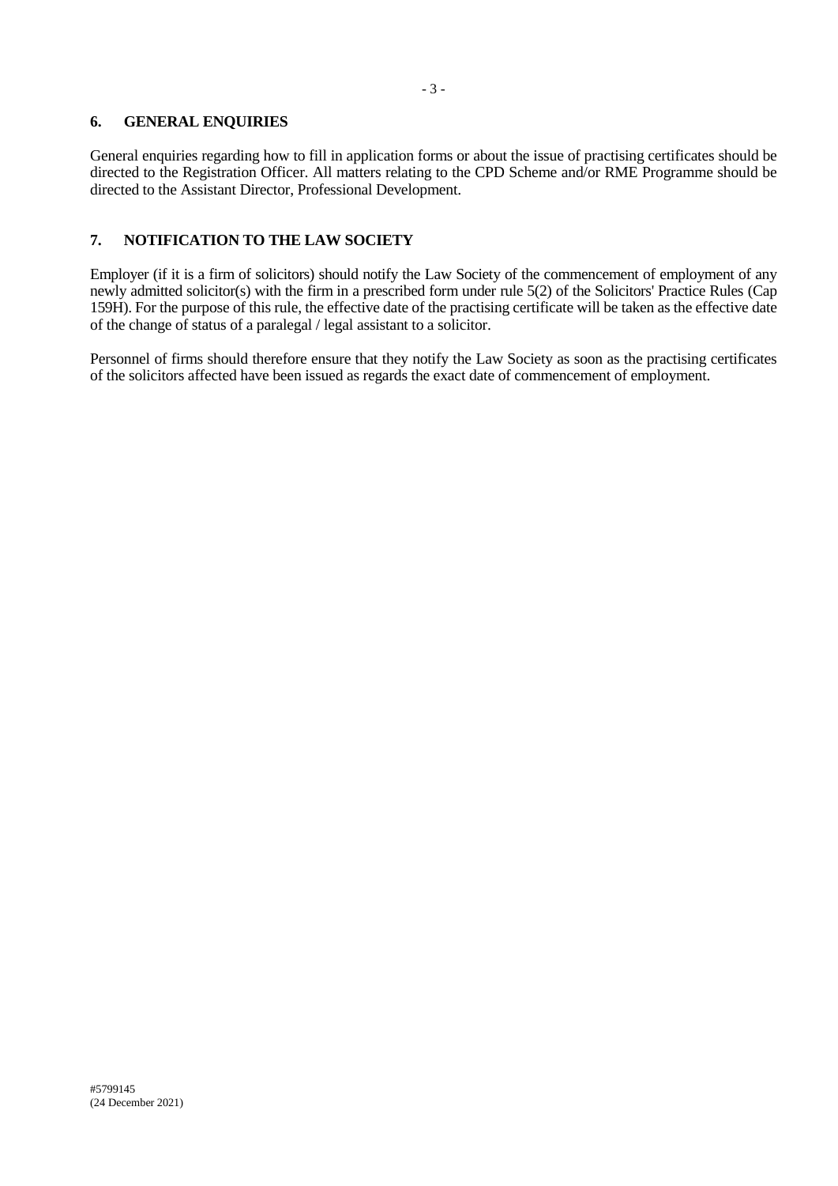## 6. GENERAL ENQUIRIES

General enquiries regarding how to fill in application forms or about the issue of practising certificates should be directed to the Registration Officer. All matters relating to the CPD Scheme and/or RME Programme should be directed to the Assistant Director, Professional Development.

## 7. NOTIFICATION TO THE LAW SOCIETY

Employer (if it is a firm of solicitors) should notify the Law Society of the commencement of employment of any newly admitted solicitor(s) with the firm in a prescribed form under rule 5(2) of the Solicitors' Practice Rules (Cap 159H). For the purpose of this rule, the effective date of the practising certificate will be taken as the effective date of the change of status of a paralegal / legal assistant to a solicitor.

Personnel of firms should therefore ensure that they notify the Law Society as soon as the practising certificates of the solicitors affected have been issued as regards the exact date of commencement of employment.

#5799145
(24 December 2021)